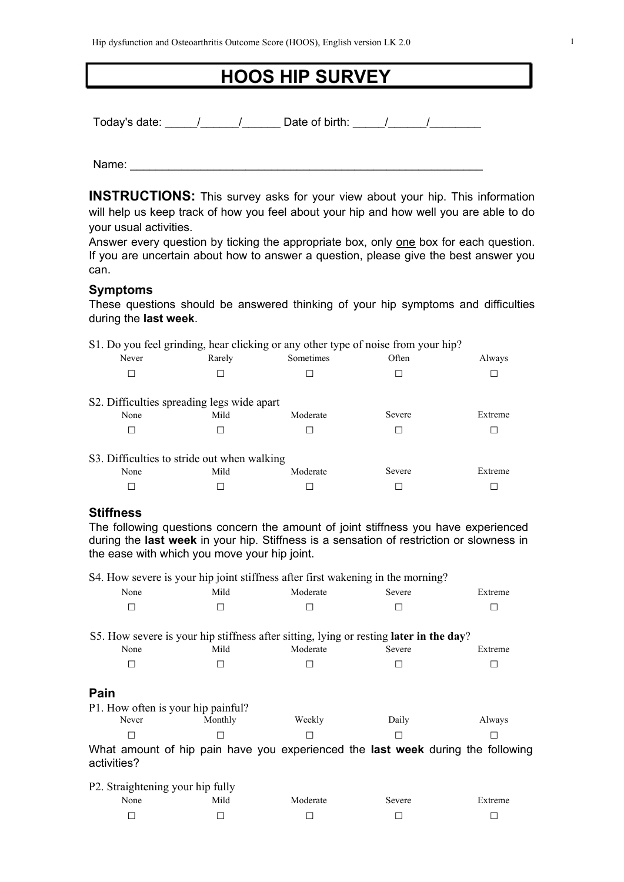# HOOS HIP SURVEY

Today's date: _____/______/______ Date of birth: _____/______/________

Name: ________________________________________________________

**INSTRUCTIONS:** This survey asks for your view about your hip. This information will help us keep track of how you feel about your hip and how well you are able to do your usual activities.
Answer every question by ticking the appropriate box, only one box for each question. If you are uncertain about how to answer a question, please give the best answer you can.

### Symptoms

These questions should be answered thinking of your hip symptoms and difficulties during the **last week**.

S1. Do you feel grinding, hear clicking or any other type of noise from your hip?

| Never | Rarely | Sometimes | Often | Always |
|---|---|---|---|---|
| ☐ | ☐ | ☐ | ☐ | ☐ |

S2. Difficulties spreading legs wide apart

| None | Mild | Moderate | Severe | Extreme |
|---|---|---|---|---|
| ☐ | ☐ | ☐ | ☐ | ☐ |

S3. Difficulties to stride out when walking

| None | Mild | Moderate | Severe | Extreme |
|---|---|---|---|---|
| ☐ | ☐ | ☐ | ☐ | ☐ |

### Stiffness

The following questions concern the amount of joint stiffness you have experienced during the **last week** in your hip. Stiffness is a sensation of restriction or slowness in the ease with which you move your hip joint.

S4. How severe is your hip joint stiffness after first wakening in the morning?

| None | Mild | Moderate | Severe | Extreme |
|---|---|---|---|---|
| ☐ | ☐ | ☐ | ☐ | ☐ |

S5. How severe is your hip stiffness after sitting, lying or resting **later in the day**?

| None | Mild | Moderate | Severe | Extreme |
|---|---|---|---|---|
| ☐ | ☐ | ☐ | ☐ | ☐ |

### Pain

P1. How often is your hip painful?

| Never | Monthly | Weekly | Daily | Always |
|---|---|---|---|---|
| ☐ | ☐ | ☐ | ☐ | ☐ |

What amount of hip pain have you experienced the **last week** during the following activities?

P2. Straightening your hip fully

| None | Mild | Moderate | Severe | Extreme |
|---|---|---|---|---|
| ☐ | ☐ | ☐ | ☐ | ☐ |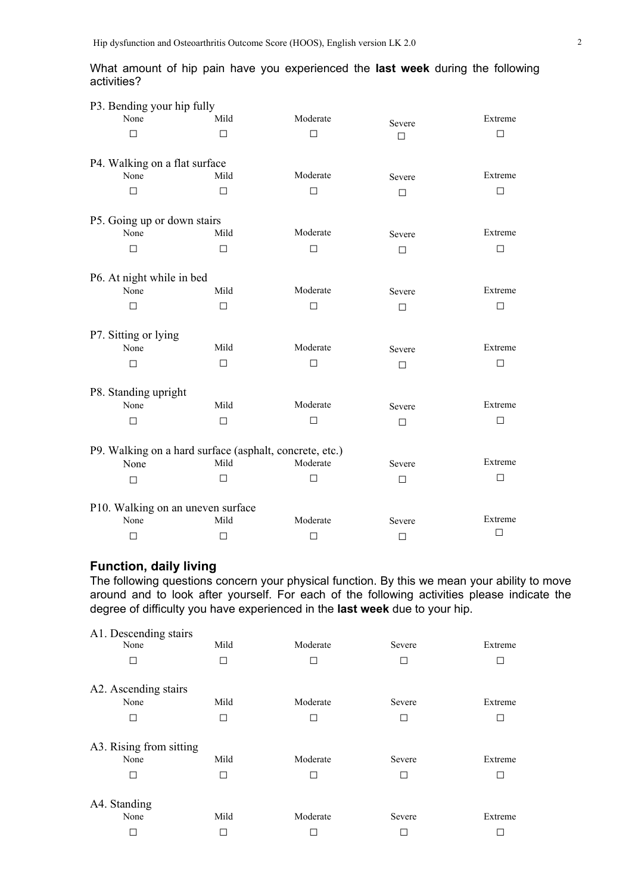What amount of hip pain have you experienced the **last week** during the following activities?

P3. Bending your hip fully

| None | Mild | Moderate | Severe | Extreme |
|---|---|---|---|---|
| ☐ | ☐ | ☐ | ☐ | ☐ |

P4. Walking on a flat surface

| None | Mild | Moderate | Severe | Extreme |
|---|---|---|---|---|
| ☐ | ☐ | ☐ | ☐ | ☐ |

P5. Going up or down stairs

| None | Mild | Moderate | Severe | Extreme |
|---|---|---|---|---|
| ☐ | ☐ | ☐ | ☐ | ☐ |

P6. At night while in bed

| None | Mild | Moderate | Severe | Extreme |
|---|---|---|---|---|
| ☐ | ☐ | ☐ | ☐ | ☐ |

P7. Sitting or lying

| None | Mild | Moderate | Severe | Extreme |
|---|---|---|---|---|
| ☐ | ☐ | ☐ | ☐ | ☐ |

P8. Standing upright

| None | Mild | Moderate | Severe | Extreme |
|---|---|---|---|---|
| ☐ | ☐ | ☐ | ☐ | ☐ |

P9. Walking on a hard surface (asphalt, concrete, etc.)

| None | Mild | Moderate | Severe | Extreme |
|---|---|---|---|---|
| ☐ | ☐ | ☐ | ☐ | ☐ |

P10. Walking on an uneven surface

| None | Mild | Moderate | Severe | Extreme |
|---|---|---|---|---|
| ☐ | ☐ | ☐ | ☐ | ☐ |

## Function, daily living

The following questions concern your physical function. By this we mean your ability to move around and to look after yourself. For each of the following activities please indicate the degree of difficulty you have experienced in the **last week** due to your hip.

A1. Descending stairs

| None | Mild | Moderate | Severe | Extreme |
|---|---|---|---|---|
| ☐ | ☐ | ☐ | ☐ | ☐ |

A2. Ascending stairs

| None | Mild | Moderate | Severe | Extreme |
|---|---|---|---|---|
| ☐ | ☐ | ☐ | ☐ | ☐ |

A3. Rising from sitting

| None | Mild | Moderate | Severe | Extreme |
|---|---|---|---|---|
| ☐ | ☐ | ☐ | ☐ | ☐ |

A4. Standing

| None | Mild | Moderate | Severe | Extreme |
|---|---|---|---|---|
| ☐ | ☐ | ☐ | ☐ | ☐ |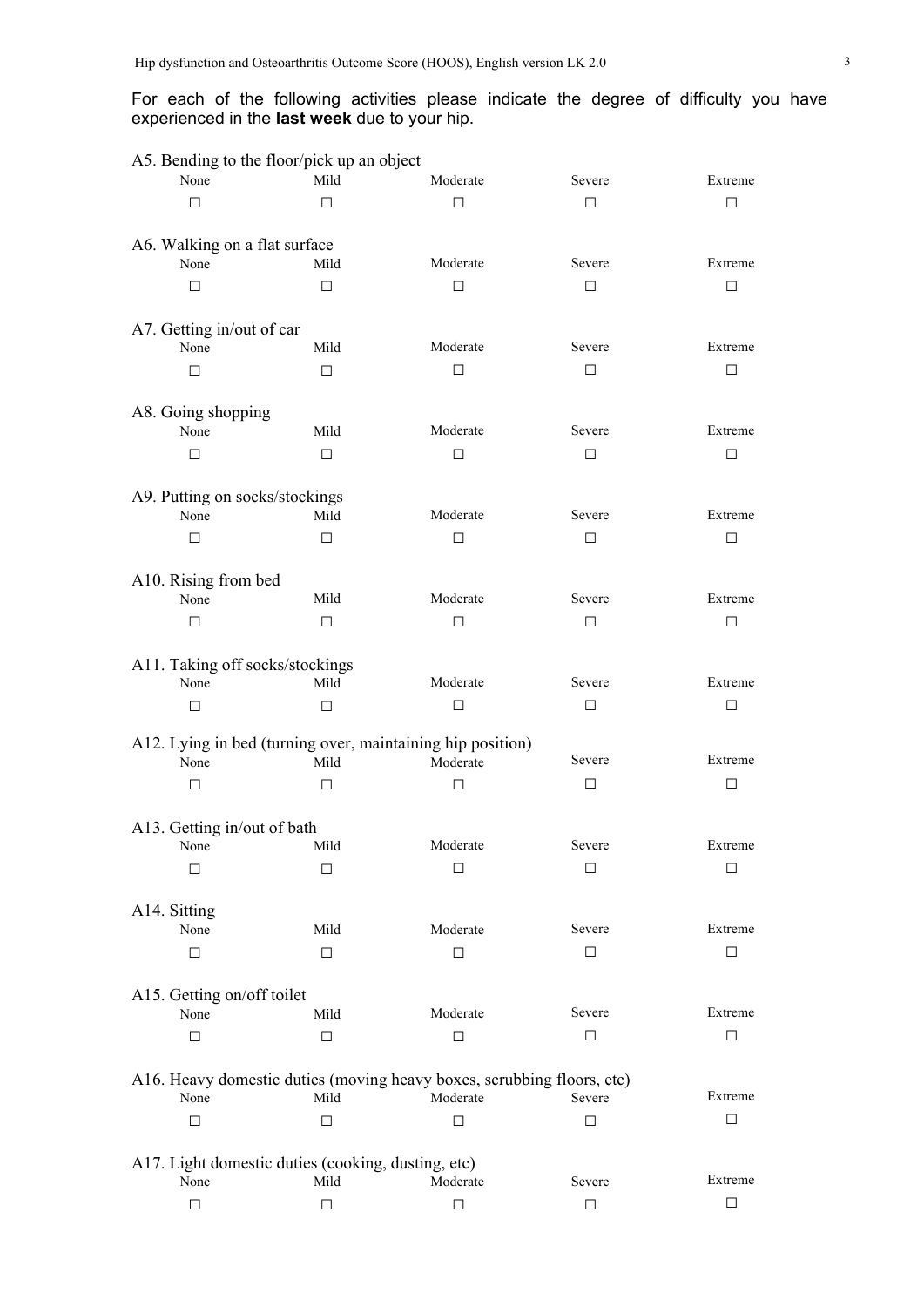For each of the following activities please indicate the degree of difficulty you have experienced in the **last week** due to your hip.

A5. Bending to the floor/pick up an object

| None | Mild | Moderate | Severe | Extreme |
|---|---|---|---|---|
| ☐ | ☐ | ☐ | ☐ | ☐ |

A6. Walking on a flat surface

| None | Mild | Moderate | Severe | Extreme |
|---|---|---|---|---|
| ☐ | ☐ | ☐ | ☐ | ☐ |

A7. Getting in/out of car

| None | Mild | Moderate | Severe | Extreme |
|---|---|---|---|---|
| ☐ | ☐ | ☐ | ☐ | ☐ |

A8. Going shopping

| None | Mild | Moderate | Severe | Extreme |
|---|---|---|---|---|
| ☐ | ☐ | ☐ | ☐ | ☐ |

A9. Putting on socks/stockings

| None | Mild | Moderate | Severe | Extreme |
|---|---|---|---|---|
| ☐ | ☐ | ☐ | ☐ | ☐ |

A10. Rising from bed

| None | Mild | Moderate | Severe | Extreme |
|---|---|---|---|---|
| ☐ | ☐ | ☐ | ☐ | ☐ |

A11. Taking off socks/stockings

| None | Mild | Moderate | Severe | Extreme |
|---|---|---|---|---|
| ☐ | ☐ | ☐ | ☐ | ☐ |

A12. Lying in bed (turning over, maintaining hip position)

| None | Mild | Moderate | Severe | Extreme |
|---|---|---|---|---|
| ☐ | ☐ | ☐ | ☐ | ☐ |

A13. Getting in/out of bath

| None | Mild | Moderate | Severe | Extreme |
|---|---|---|---|---|
| ☐ | ☐ | ☐ | ☐ | ☐ |

A14. Sitting

| None | Mild | Moderate | Severe | Extreme |
|---|---|---|---|---|
| ☐ | ☐ | ☐ | ☐ | ☐ |

A15. Getting on/off toilet

| None | Mild | Moderate | Severe | Extreme |
|---|---|---|---|---|
| ☐ | ☐ | ☐ | ☐ | ☐ |

A16. Heavy domestic duties (moving heavy boxes, scrubbing floors, etc)

| None | Mild | Moderate | Severe | Extreme |
|---|---|---|---|---|
| ☐ | ☐ | ☐ | ☐ | ☐ |

A17. Light domestic duties (cooking, dusting, etc)

| None | Mild | Moderate | Severe | Extreme |
|---|---|---|---|---|
| ☐ | ☐ | ☐ | ☐ | ☐ |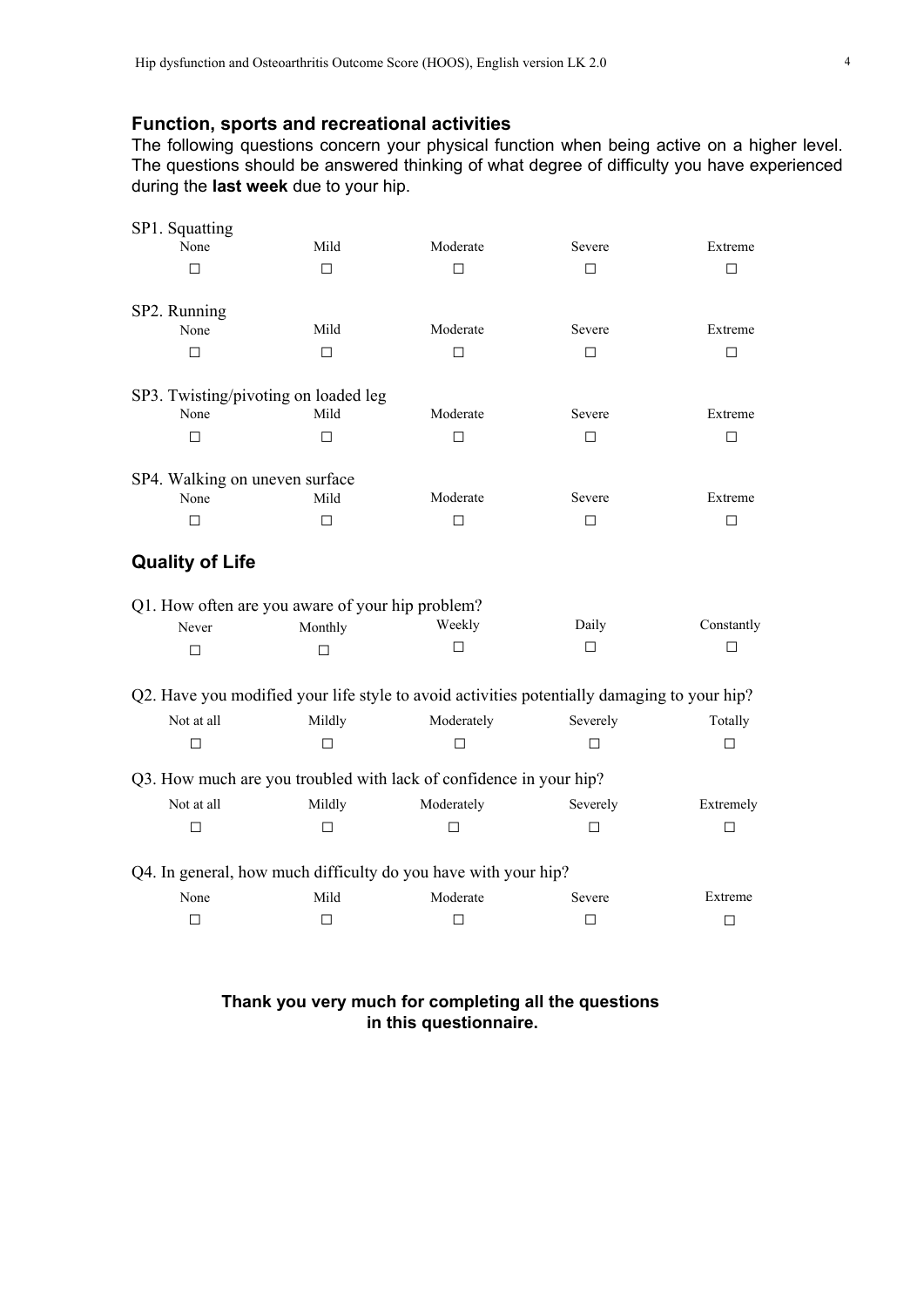## Function, sports and recreational activities

The following questions concern your physical function when being active on a higher level. The questions should be answered thinking of what degree of difficulty you have experienced during the **last week** due to your hip.

SP1. Squatting

| None | Mild | Moderate | Severe | Extreme |
|---|---|---|---|---|
| ☐ | ☐ | ☐ | ☐ | ☐ |

SP2. Running

| None | Mild | Moderate | Severe | Extreme |
|---|---|---|---|---|
| ☐ | ☐ | ☐ | ☐ | ☐ |

SP3. Twisting/pivoting on loaded leg

| None | Mild | Moderate | Severe | Extreme |
|---|---|---|---|---|
| ☐ | ☐ | ☐ | ☐ | ☐ |

SP4. Walking on uneven surface

| None | Mild | Moderate | Severe | Extreme |
|---|---|---|---|---|
| ☐ | ☐ | ☐ | ☐ | ☐ |

## Quality of Life

Q1. How often are you aware of your hip problem?

| Never | Monthly | Weekly | Daily | Constantly |
|---|---|---|---|---|
| ☐ | ☐ | ☐ | ☐ | ☐ |

Q2. Have you modified your life style to avoid activities potentially damaging to your hip?

| Not at all | Mildly | Moderately | Severely | Totally |
|---|---|---|---|---|
| ☐ | ☐ | ☐ | ☐ | ☐ |

Q3. How much are you troubled with lack of confidence in your hip?

| Not at all | Mildly | Moderately | Severely | Extremely |
|---|---|---|---|---|
| ☐ | ☐ | ☐ | ☐ | ☐ |

Q4. In general, how much difficulty do you have with your hip?

| None | Mild | Moderate | Severe | Extreme |
|---|---|---|---|---|
| ☐ | ☐ | ☐ | ☐ | ☐ |

**Thank you very much for completing all the questions in this questionnaire.**